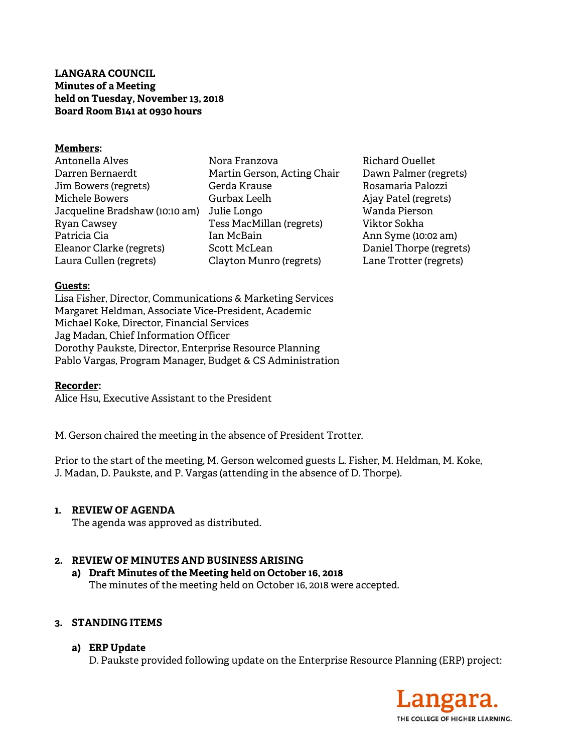**LANGARA COUNCIL**
**Minutes of a Meeting**
**held on Tuesday, November 13, 2018**
**Board Room B141 at 0930 hours**

**Members:**

Antonella Alves
Darren Bernaerdt
Jim Bowers (regrets)
Michele Bowers
Jacqueline Bradshaw (10:10 am)
Ryan Cawsey
Patricia Cia
Eleanor Clarke (regrets)
Laura Cullen (regrets)
Nora Franzova
Martin Gerson, Acting Chair
Gerda Krause
Gurbax Leelh
Julie Longo
Tess MacMillan (regrets)
Ian McBain
Scott McLean
Clayton Munro (regrets)
Richard Ouellet
Dawn Palmer (regrets)
Rosamaria Palozzi
Ajay Patel (regrets)
Wanda Pierson
Viktor Sokha
Ann Syme (10:02 am)
Daniel Thorpe (regrets)
Lane Trotter (regrets)

**Guests:**

Lisa Fisher, Director, Communications & Marketing Services
Margaret Heldman, Associate Vice-President, Academic
Michael Koke, Director, Financial Services
Jag Madan, Chief Information Officer
Dorothy Paukste, Director, Enterprise Resource Planning
Pablo Vargas, Program Manager, Budget & CS Administration

**Recorder:**

Alice Hsu, Executive Assistant to the President

M. Gerson chaired the meeting in the absence of President Trotter.

Prior to the start of the meeting, M. Gerson welcomed guests L. Fisher, M. Heldman, M. Koke, J. Madan, D. Paukste, and P. Vargas (attending in the absence of D. Thorpe).

## 1. REVIEW OF AGENDA

The agenda was approved as distributed.

## 2. REVIEW OF MINUTES AND BUSINESS ARISING

### a) Draft Minutes of the Meeting held on October 16, 2018

The minutes of the meeting held on October 16, 2018 were accepted.

## 3. STANDING ITEMS

### a) ERP Update

D. Paukste provided following update on the Enterprise Resource Planning (ERP) project: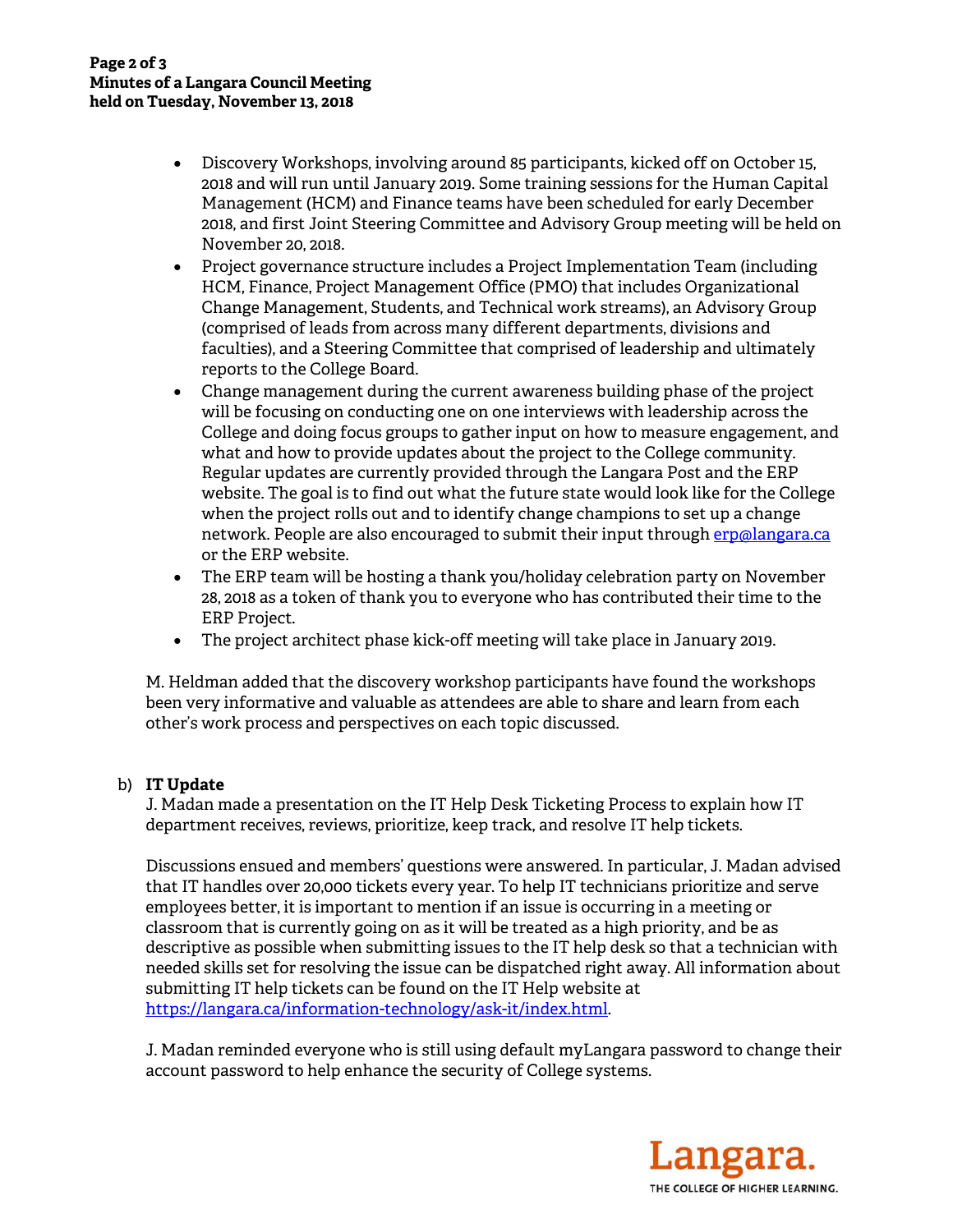- Discovery Workshops, involving around 85 participants, kicked off on October 15, 2018 and will run until January 2019. Some training sessions for the Human Capital Management (HCM) and Finance teams have been scheduled for early December 2018, and first Joint Steering Committee and Advisory Group meeting will be held on November 20, 2018.
- Project governance structure includes a Project Implementation Team (including HCM, Finance, Project Management Office (PMO) that includes Organizational Change Management, Students, and Technical work streams), an Advisory Group (comprised of leads from across many different departments, divisions and faculties), and a Steering Committee that comprised of leadership and ultimately reports to the College Board.
- Change management during the current awareness building phase of the project will be focusing on conducting one on one interviews with leadership across the College and doing focus groups to gather input on how to measure engagement, and what and how to provide updates about the project to the College community. Regular updates are currently provided through the Langara Post and the ERP website. The goal is to find out what the future state would look like for the College when the project rolls out and to identify change champions to set up a change network. People are also encouraged to submit their input through erp@langara.ca or the ERP website.
- The ERP team will be hosting a thank you/holiday celebration party on November 28, 2018 as a token of thank you to everyone who has contributed their time to the ERP Project.
- The project architect phase kick-off meeting will take place in January 2019.

M. Heldman added that the discovery workshop participants have found the workshops been very informative and valuable as attendees are able to share and learn from each other's work process and perspectives on each topic discussed.

b) **IT Update**

J. Madan made a presentation on the IT Help Desk Ticketing Process to explain how IT department receives, reviews, prioritize, keep track, and resolve IT help tickets.

Discussions ensued and members' questions were answered. In particular, J. Madan advised that IT handles over 20,000 tickets every year. To help IT technicians prioritize and serve employees better, it is important to mention if an issue is occurring in a meeting or classroom that is currently going on as it will be treated as a high priority, and be as descriptive as possible when submitting issues to the IT help desk so that a technician with needed skills set for resolving the issue can be dispatched right away. All information about submitting IT help tickets can be found on the IT Help website at https://langara.ca/information-technology/ask-it/index.html.

J. Madan reminded everyone who is still using default myLangara password to change their account password to help enhance the security of College systems.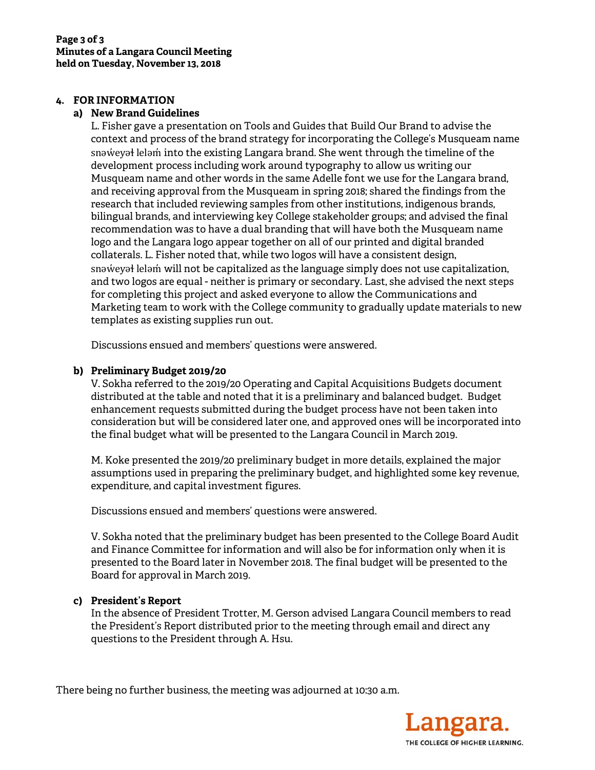## 4. FOR INFORMATION

### a) New Brand Guidelines

L. Fisher gave a presentation on Tools and Guides that Build Our Brand to advise the context and process of the brand strategy for incorporating the College's Musqueam name snəw̓eyəɬ leləm̓ into the existing Langara brand. She went through the timeline of the development process including work around typography to allow us writing our Musqueam name and other words in the same Adelle font we use for the Langara brand, and receiving approval from the Musqueam in spring 2018; shared the findings from the research that included reviewing samples from other institutions, indigenous brands, bilingual brands, and interviewing key College stakeholder groups; and advised the final recommendation was to have a dual branding that will have both the Musqueam name logo and the Langara logo appear together on all of our printed and digital branded collaterals. L. Fisher noted that, while two logos will have a consistent design, snəw̓eyəɬ leləm̓ will not be capitalized as the language simply does not use capitalization, and two logos are equal - neither is primary or secondary. Last, she advised the next steps for completing this project and asked everyone to allow the Communications and Marketing team to work with the College community to gradually update materials to new templates as existing supplies run out.

Discussions ensued and members' questions were answered.

### b) Preliminary Budget 2019/20

V. Sokha referred to the 2019/20 Operating and Capital Acquisitions Budgets document distributed at the table and noted that it is a preliminary and balanced budget. Budget enhancement requests submitted during the budget process have not been taken into consideration but will be considered later one, and approved ones will be incorporated into the final budget what will be presented to the Langara Council in March 2019.

M. Koke presented the 2019/20 preliminary budget in more details, explained the major assumptions used in preparing the preliminary budget, and highlighted some key revenue, expenditure, and capital investment figures.

Discussions ensued and members' questions were answered.

V. Sokha noted that the preliminary budget has been presented to the College Board Audit and Finance Committee for information and will also be for information only when it is presented to the Board later in November 2018. The final budget will be presented to the Board for approval in March 2019.

### c) President's Report

In the absence of President Trotter, M. Gerson advised Langara Council members to read the President's Report distributed prior to the meeting through email and direct any questions to the President through A. Hsu.

There being no further business, the meeting was adjourned at 10:30 a.m.

Langara.
THE COLLEGE OF HIGHER LEARNING.